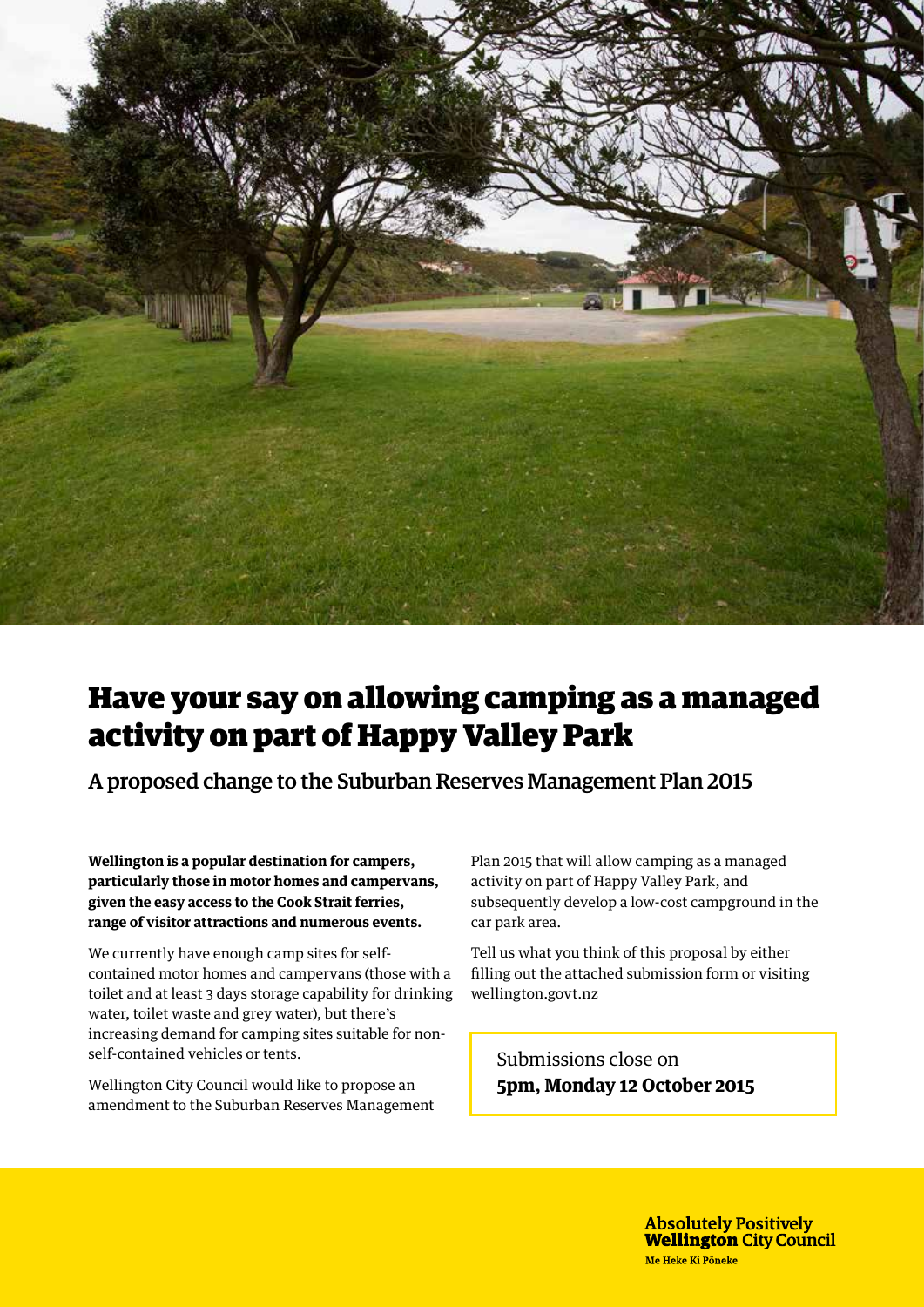# Have your say on allowing camping as a managed activity on part of Happy Valley Park

## A proposed change to the Suburban Reserves Management Plan 2015

**Wellington is a popular destination for campers, particularly those in motor homes and campervans, given the easy access to the Cook Strait ferries, range of visitor attractions and numerous events.**

We currently have enough camp sites for self-contained motor homes and campervans (those with a toilet and at least 3 days storage capability for drinking water, toilet waste and grey water), but there's increasing demand for camping sites suitable for non-self-contained vehicles or tents.

Wellington City Council would like to propose an amendment to the Suburban Reserves Management Plan 2015 that will allow camping as a managed activity on part of Happy Valley Park, and subsequently develop a low-cost campground in the car park area.

Tell us what you think of this proposal by either filling out the attached submission form or visiting wellington.govt.nz

Submissions close on
**5pm, Monday 12 October 2015**

**Absolutely Positively Wellington City Council**
Me Heke Ki Pōneke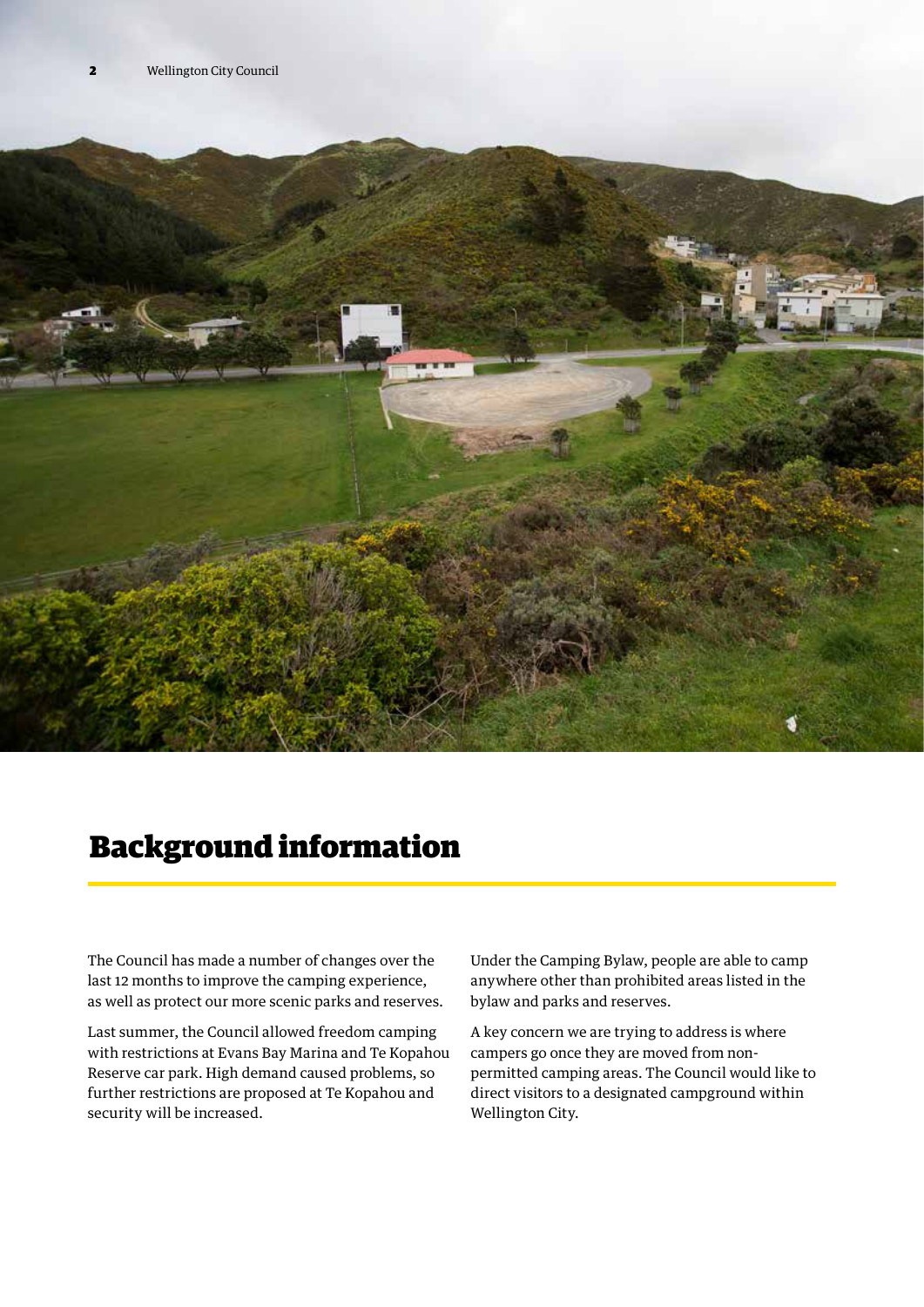# Background information

The Council has made a number of changes over the last 12 months to improve the camping experience, as well as protect our more scenic parks and reserves.

Last summer, the Council allowed freedom camping with restrictions at Evans Bay Marina and Te Kopahou Reserve car park. High demand caused problems, so further restrictions are proposed at Te Kopahou and security will be increased.

Under the Camping Bylaw, people are able to camp anywhere other than prohibited areas listed in the bylaw and parks and reserves.

A key concern we are trying to address is where campers go once they are moved from non-permitted camping areas. The Council would like to direct visitors to a designated campground within Wellington City.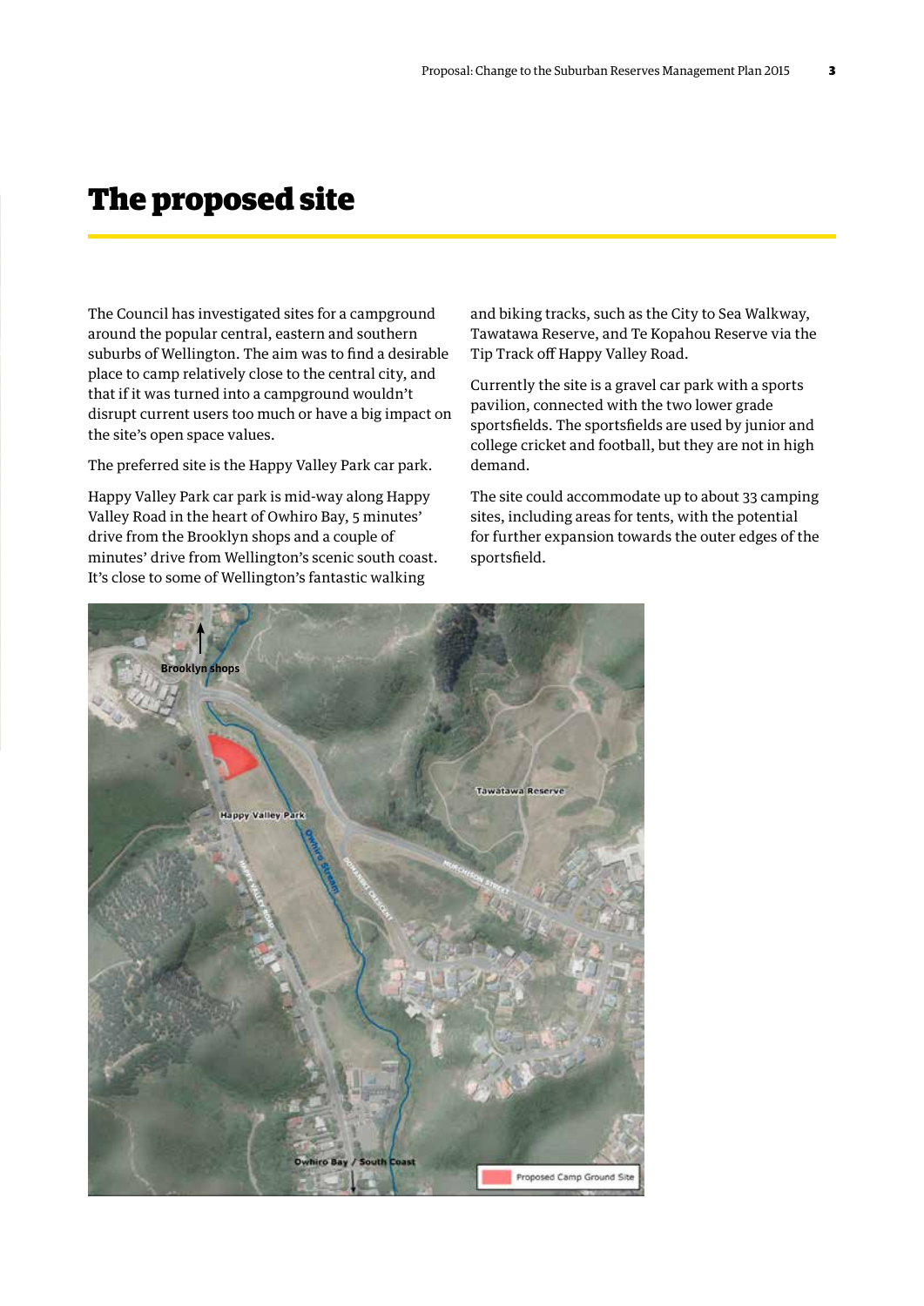# The proposed site

The Council has investigated sites for a campground around the popular central, eastern and southern suburbs of Wellington. The aim was to find a desirable place to camp relatively close to the central city, and that if it was turned into a campground wouldn't disrupt current users too much or have a big impact on the site's open space values.

The preferred site is the Happy Valley Park car park.

Happy Valley Park car park is mid-way along Happy Valley Road in the heart of Owhiro Bay, 5 minutes' drive from the Brooklyn shops and a couple of minutes' drive from Wellington's scenic south coast. It's close to some of Wellington's fantastic walking and biking tracks, such as the City to Sea Walkway, Tawatawa Reserve, and Te Kopahou Reserve via the Tip Track off Happy Valley Road.

Currently the site is a gravel car park with a sports pavilion, connected with the two lower grade sportsfields. The sportsfields are used by junior and college cricket and football, but they are not in high demand.

The site could accommodate up to about 33 camping sites, including areas for tents, with the potential for further expansion towards the outer edges of the sportsfield.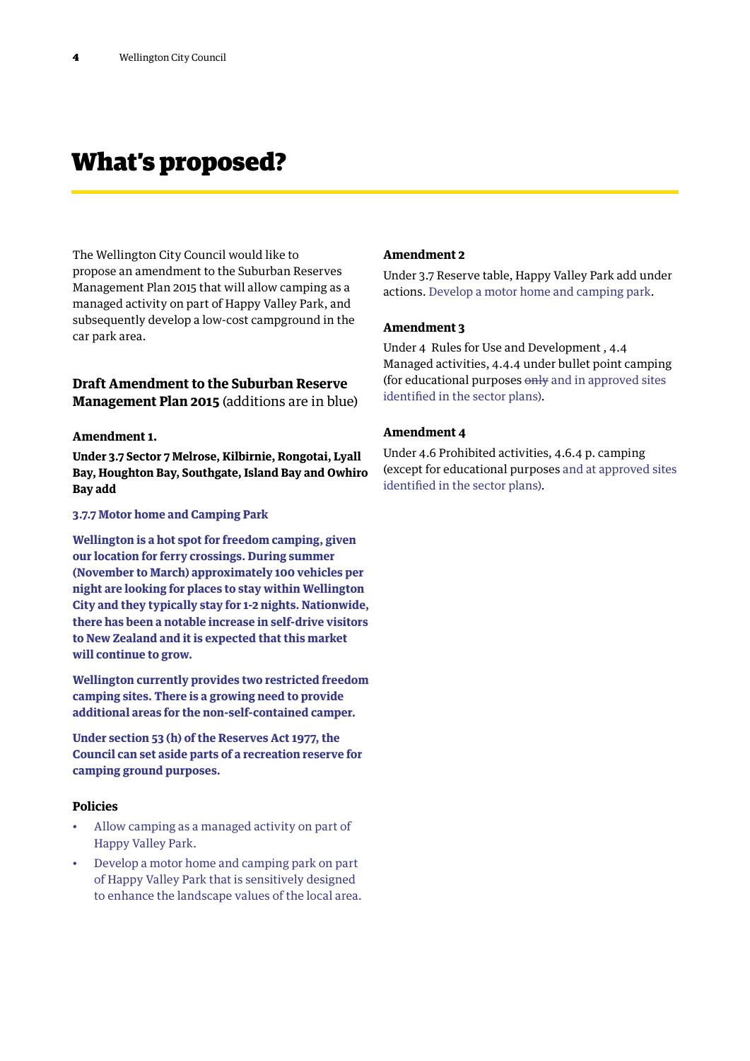# What's proposed?

The Wellington City Council would like to propose an amendment to the Suburban Reserves Management Plan 2015 that will allow camping as a managed activity on part of Happy Valley Park, and subsequently develop a low-cost campground in the car park area.

### Draft Amendment to the Suburban Reserve Management Plan 2015 (additions are in blue)

#### Amendment 1.

**Under 3.7 Sector 7 Melrose, Kilbirnie, Rongotai, Lyall Bay, Houghton Bay, Southgate, Island Bay and Owhiro Bay add**

**3.7.7 Motor home and Camping Park**

**Wellington is a hot spot for freedom camping, given our location for ferry crossings. During summer (November to March) approximately 100 vehicles per night are looking for places to stay within Wellington City and they typically stay for 1-2 nights. Nationwide, there has been a notable increase in self-drive visitors to New Zealand and it is expected that this market will continue to grow.**

**Wellington currently provides two restricted freedom camping sites. There is a growing need to provide additional areas for the non-self-contained camper.**

**Under section 53 (h) of the Reserves Act 1977, the Council can set aside parts of a recreation reserve for camping ground purposes.**

#### Policies

- Allow camping as a managed activity on part of Happy Valley Park.
- Develop a motor home and camping park on part of Happy Valley Park that is sensitively designed to enhance the landscape values of the local area.

#### Amendment 2

Under 3.7 Reserve table, Happy Valley Park add under actions. Develop a motor home and camping park.

#### Amendment 3

Under 4 Rules for Use and Development , 4.4 Managed activities, 4.4.4 under bullet point camping (for educational purposes ~~only~~ and in approved sites identified in the sector plans).

#### Amendment 4

Under 4.6 Prohibited activities, 4.6.4 p. camping (except for educational purposes and at approved sites identified in the sector plans).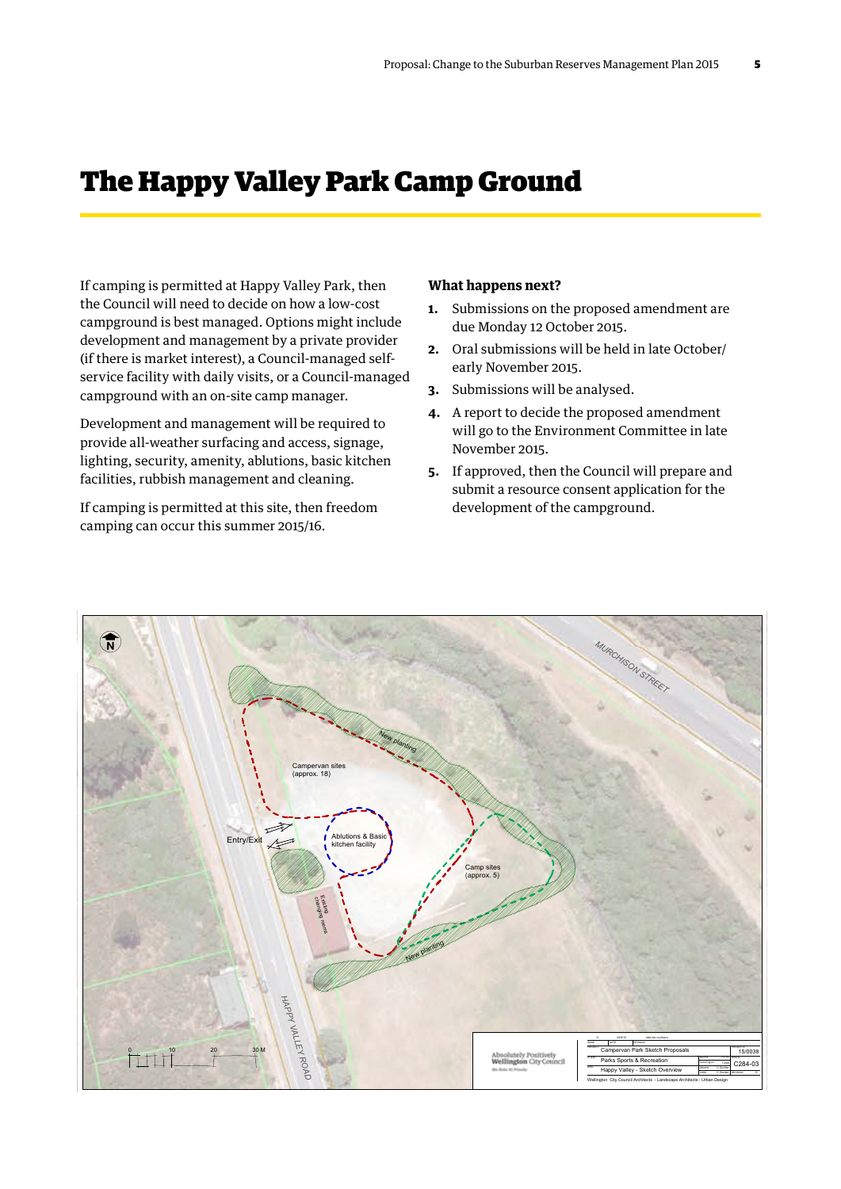# The Happy Valley Park Camp Ground

If camping is permitted at Happy Valley Park, then the Council will need to decide on how a low-cost campground is best managed. Options might include development and management by a private provider (if there is market interest), a Council-managed self-service facility with daily visits, or a Council-managed campground with an on-site camp manager.

Development and management will be required to provide all-weather surfacing and access, signage, lighting, security, amenity, ablutions, basic kitchen facilities, rubbish management and cleaning.

If camping is permitted at this site, then freedom camping can occur this summer 2015/16.

### What happens next?

1. Submissions on the proposed amendment are due Monday 12 October 2015.
2. Oral submissions will be held in late October/ early November 2015.
3. Submissions will be analysed.
4. A report to decide the proposed amendment will go to the Environment Committee in late November 2015.
5. If approved, then the Council will prepare and submit a resource consent application for the development of the campground.

N

MURCHISON STREET

New planting

Campervan sites (approx. 18)

Entry/Exit

Ablutions & Basic kitchen facility

Camp sites (approx. 5)

Existing changing rooms

New planting

HAPPY VALLEY ROAD

0 10 20 30 M

Absolutely Positively Wellington City Council

Campervan Park Sketch Proposals

Parks Sports & Recreation

Happy Valley - Sketch Overview

15/0038

C284-03

Wellington City Council Architects - Landscape Architects - Urban Design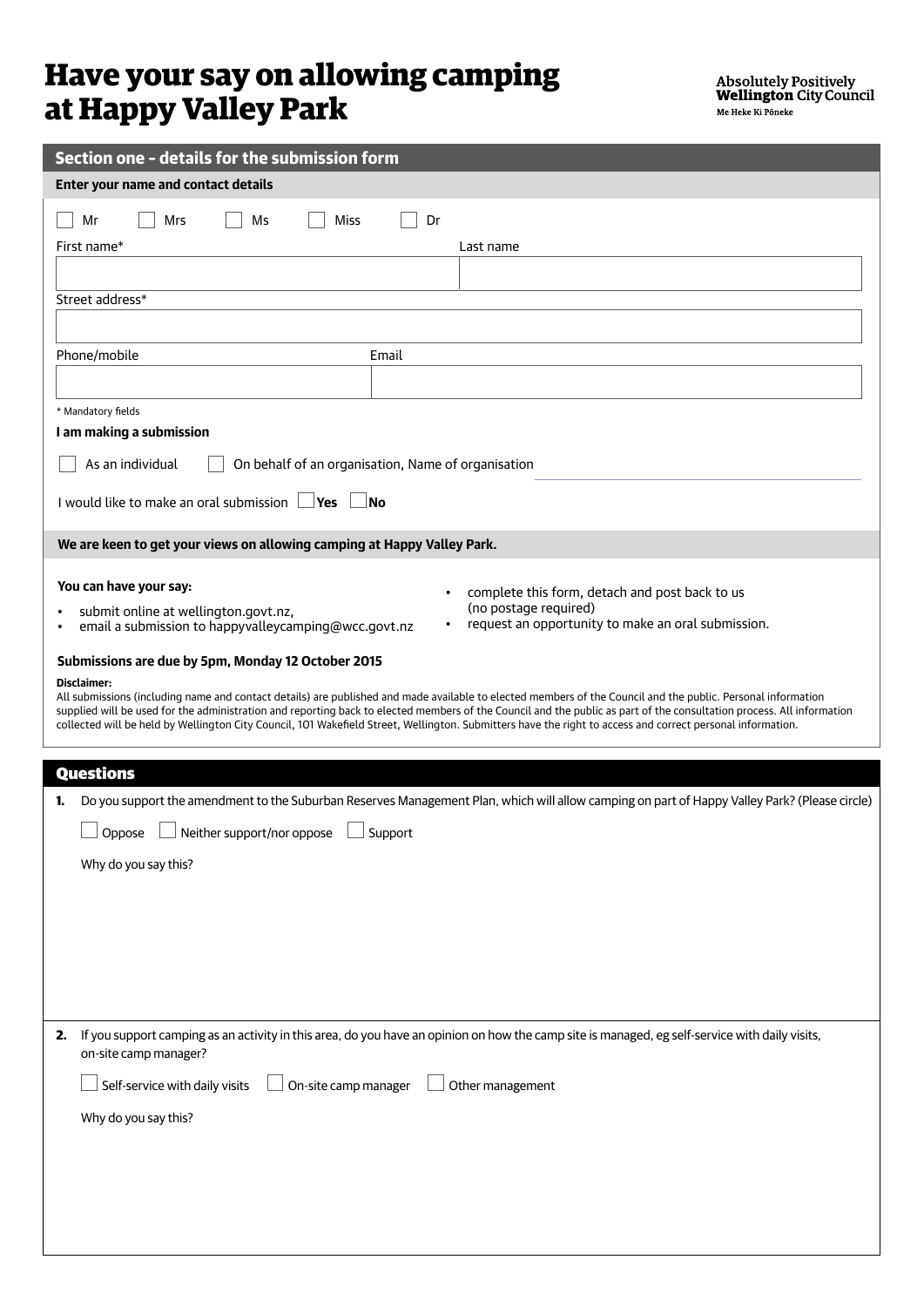# Have your say on allowing camping at Happy Valley Park

**Absolutely Positively Wellington City Council**
Me Heke Ki Pōneke

## Section one – details for the submission form

**Enter your name and contact details**

☐ Mr ☐ Mrs ☐ Ms ☐ Miss ☐ Dr

First name* Last name

Street address*

Phone/mobile Email

* Mandatory fields

**I am making a submission**

☐ As an individual ☐ On behalf of an organisation, Name of organisation

I would like to make an oral submission ☐ **Yes** ☐ **No**

**We are keen to get your views on allowing camping at Happy Valley Park.**

**You can have your say:**

- submit online at wellington.govt.nz,
- email a submission to happyvalleycamping@wcc.govt.nz
- complete this form, detach and post back to us (no postage required)
- request an opportunity to make an oral submission.

**Submissions are due by 5pm, Monday 12 October 2015**

**Disclaimer:**
All submissions (including name and contact details) are published and made available to elected members of the Council and the public. Personal information supplied will be used for the administration and reporting back to elected members of the Council and the public as part of the consultation process. All information collected will be held by Wellington City Council, 101 Wakefield Street, Wellington. Submitters have the right to access and correct personal information.

## Questions

**1.** Do you support the amendment to the Suburban Reserves Management Plan, which will allow camping on part of Happy Valley Park? (Please circle)

☐ Oppose ☐ Neither support/nor oppose ☐ Support

Why do you say this?

**2.** If you support camping as an activity in this area, do you have an opinion on how the camp site is managed, eg self-service with daily visits, on-site camp manager?

☐ Self-service with daily visits ☐ On-site camp manager ☐ Other management

Why do you say this?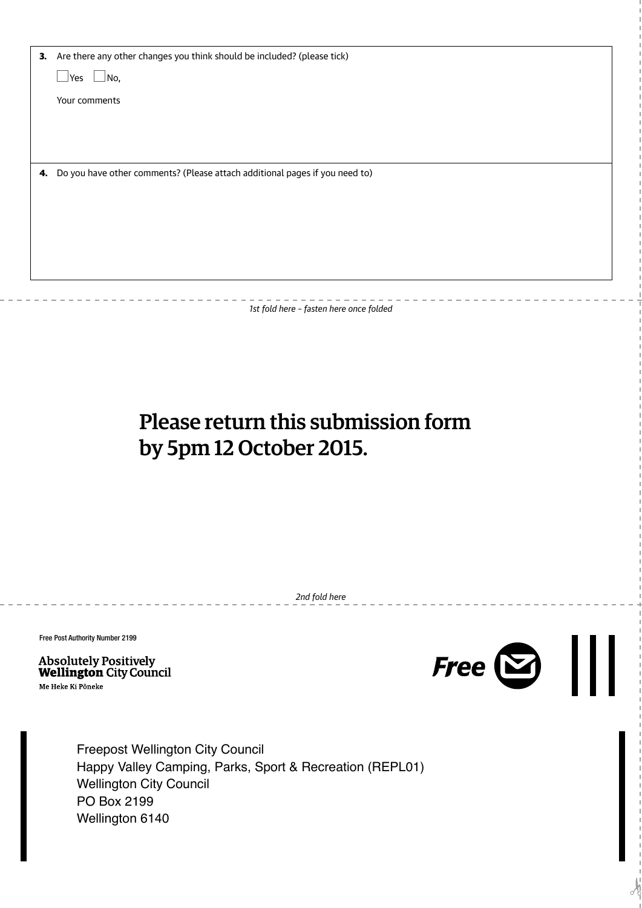**3.** Are there any other changes you think should be included? (please tick)

☐ Yes ☐ No,

Your comments

**4.** Do you have other comments? (Please attach additional pages if you need to)

*1st fold here – fasten here once folded*

# Please return this submission form by 5pm 12 October 2015.

*2nd fold here*

Free Post Authority Number 2199

Absolutely Positively **Wellington** City Council

Me Heke Ki Pōneke

Free

Freepost Wellington City Council
Happy Valley Camping, Parks, Sport & Recreation (REPL01)
Wellington City Council
PO Box 2199
Wellington 6140